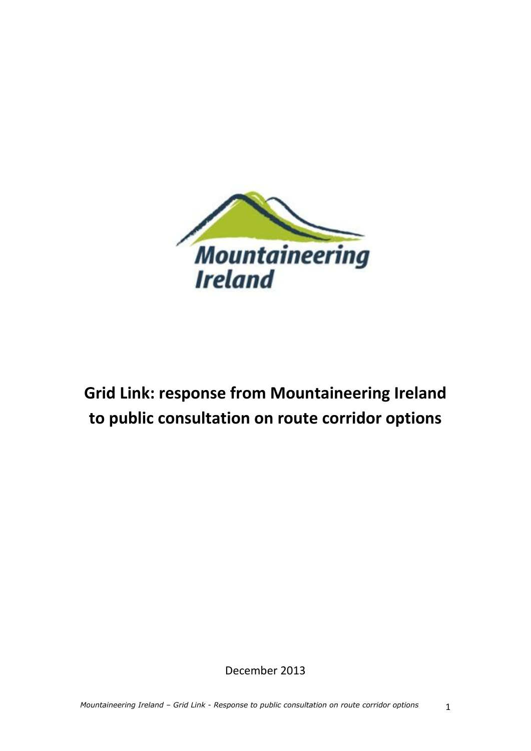Mountaineering Ireland

# Grid Link: response from Mountaineering Ireland to public consultation on route corridor options

December 2013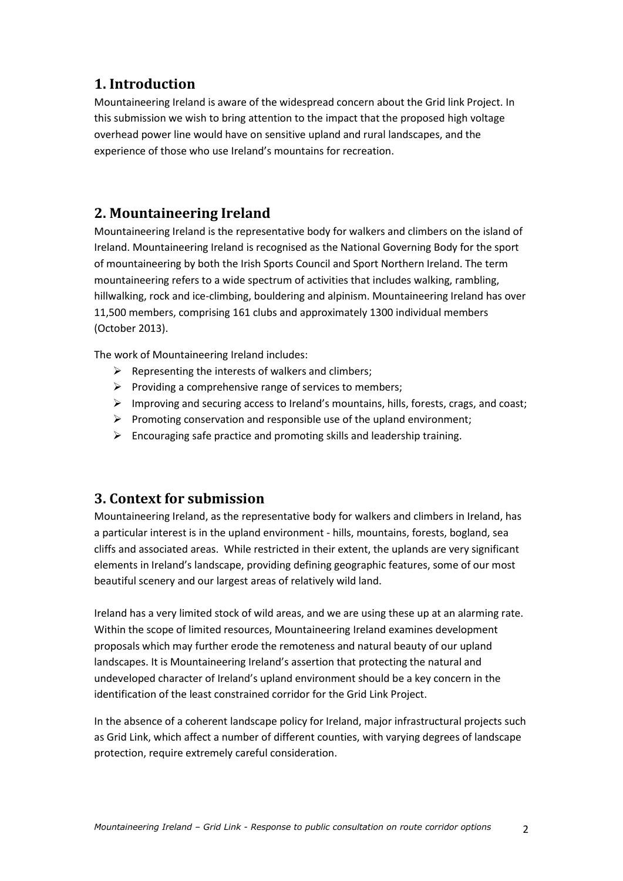## 1. Introduction

Mountaineering Ireland is aware of the widespread concern about the Grid link Project. In this submission we wish to bring attention to the impact that the proposed high voltage overhead power line would have on sensitive upland and rural landscapes, and the experience of those who use Ireland's mountains for recreation.

## 2. Mountaineering Ireland

Mountaineering Ireland is the representative body for walkers and climbers on the island of Ireland. Mountaineering Ireland is recognised as the National Governing Body for the sport of mountaineering by both the Irish Sports Council and Sport Northern Ireland. The term mountaineering refers to a wide spectrum of activities that includes walking, rambling, hillwalking, rock and ice-climbing, bouldering and alpinism. Mountaineering Ireland has over 11,500 members, comprising 161 clubs and approximately 1300 individual members (October 2013).

The work of Mountaineering Ireland includes:

- Representing the interests of walkers and climbers;
- Providing a comprehensive range of services to members;
- Improving and securing access to Ireland's mountains, hills, forests, crags, and coast;
- Promoting conservation and responsible use of the upland environment;
- Encouraging safe practice and promoting skills and leadership training.

## 3. Context for submission

Mountaineering Ireland, as the representative body for walkers and climbers in Ireland, has a particular interest is in the upland environment - hills, mountains, forests, bogland, sea cliffs and associated areas. While restricted in their extent, the uplands are very significant elements in Ireland's landscape, providing defining geographic features, some of our most beautiful scenery and our largest areas of relatively wild land.

Ireland has a very limited stock of wild areas, and we are using these up at an alarming rate. Within the scope of limited resources, Mountaineering Ireland examines development proposals which may further erode the remoteness and natural beauty of our upland landscapes. It is Mountaineering Ireland's assertion that protecting the natural and undeveloped character of Ireland's upland environment should be a key concern in the identification of the least constrained corridor for the Grid Link Project.

In the absence of a coherent landscape policy for Ireland, major infrastructural projects such as Grid Link, which affect a number of different counties, with varying degrees of landscape protection, require extremely careful consideration.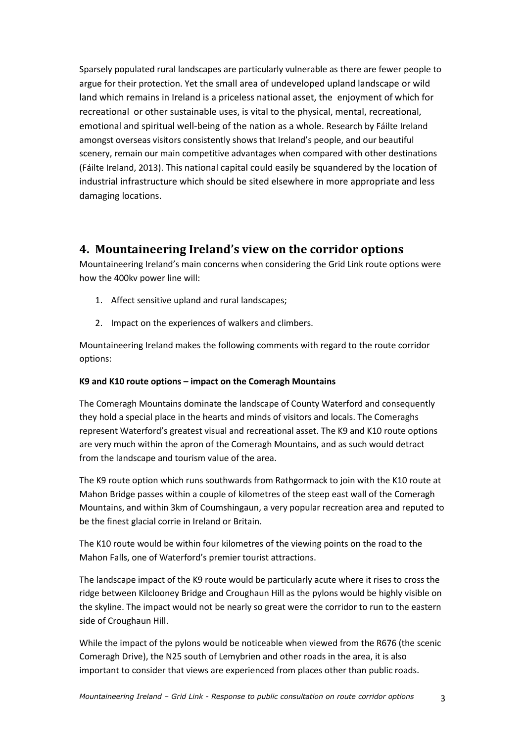Sparsely populated rural landscapes are particularly vulnerable as there are fewer people to argue for their protection. Yet the small area of undeveloped upland landscape or wild land which remains in Ireland is a priceless national asset, the enjoyment of which for recreational or other sustainable uses, is vital to the physical, mental, recreational, emotional and spiritual well-being of the nation as a whole. Research by Fáilte Ireland amongst overseas visitors consistently shows that Ireland's people, and our beautiful scenery, remain our main competitive advantages when compared with other destinations (Fáilte Ireland, 2013). This national capital could easily be squandered by the location of industrial infrastructure which should be sited elsewhere in more appropriate and less damaging locations.

## 4. Mountaineering Ireland's view on the corridor options

Mountaineering Ireland's main concerns when considering the Grid Link route options were how the 400kv power line will:

1. Affect sensitive upland and rural landscapes;
2. Impact on the experiences of walkers and climbers.

Mountaineering Ireland makes the following comments with regard to the route corridor options:

**K9 and K10 route options – impact on the Comeragh Mountains**

The Comeragh Mountains dominate the landscape of County Waterford and consequently they hold a special place in the hearts and minds of visitors and locals. The Comeraghs represent Waterford's greatest visual and recreational asset. The K9 and K10 route options are very much within the apron of the Comeragh Mountains, and as such would detract from the landscape and tourism value of the area.

The K9 route option which runs southwards from Rathgormack to join with the K10 route at Mahon Bridge passes within a couple of kilometres of the steep east wall of the Comeragh Mountains, and within 3km of Coumshingaun, a very popular recreation area and reputed to be the finest glacial corrie in Ireland or Britain.

The K10 route would be within four kilometres of the viewing points on the road to the Mahon Falls, one of Waterford's premier tourist attractions.

The landscape impact of the K9 route would be particularly acute where it rises to cross the ridge between Kilclooney Bridge and Croughaun Hill as the pylons would be highly visible on the skyline. The impact would not be nearly so great were the corridor to run to the eastern side of Croughaun Hill.

While the impact of the pylons would be noticeable when viewed from the R676 (the scenic Comeragh Drive), the N25 south of Lemybrien and other roads in the area, it is also important to consider that views are experienced from places other than public roads.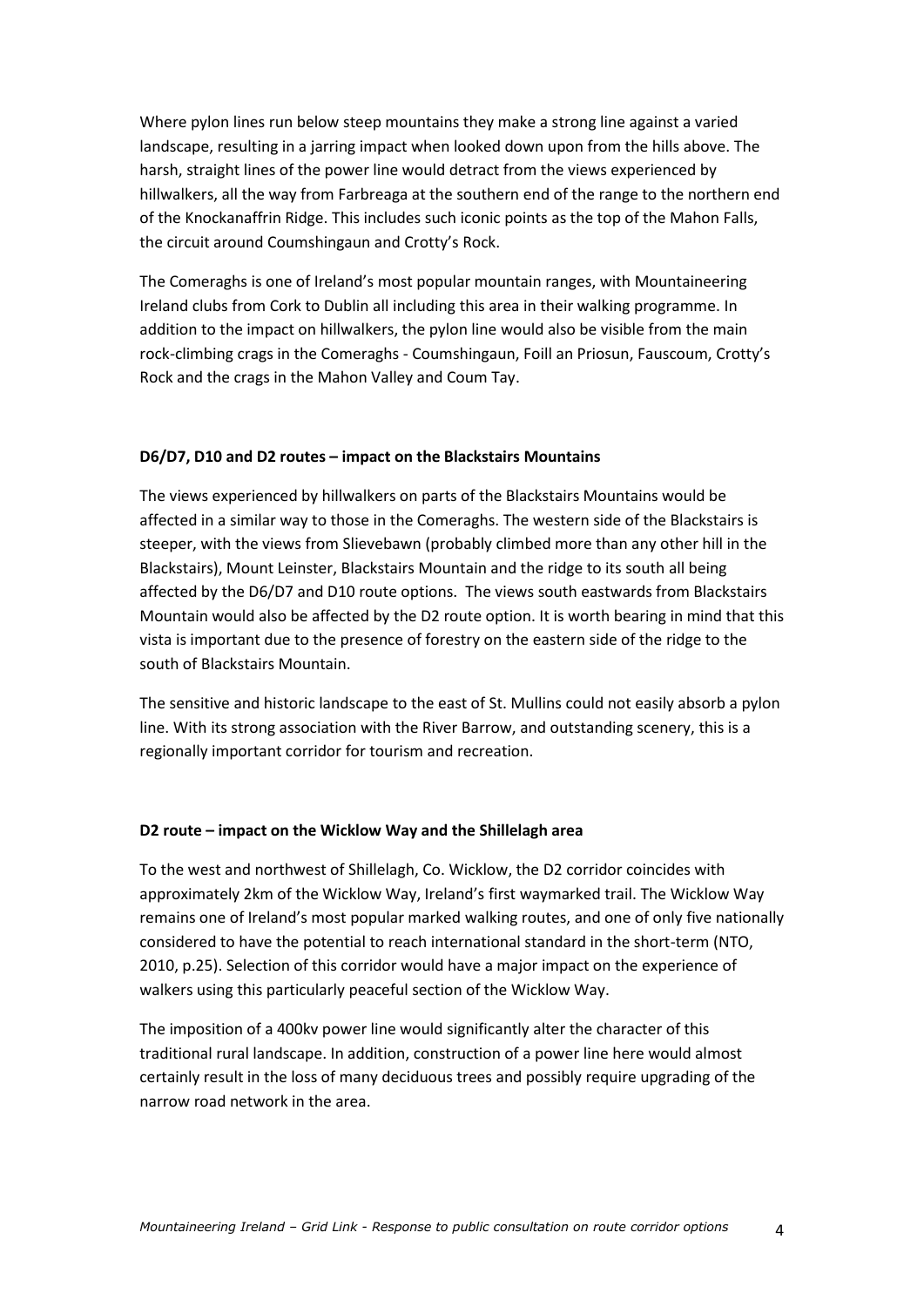Where pylon lines run below steep mountains they make a strong line against a varied landscape, resulting in a jarring impact when looked down upon from the hills above. The harsh, straight lines of the power line would detract from the views experienced by hillwalkers, all the way from Farbreaga at the southern end of the range to the northern end of the Knockanaffrin Ridge. This includes such iconic points as the top of the Mahon Falls, the circuit around Coumshingaun and Crotty's Rock.

The Comeraghs is one of Ireland's most popular mountain ranges, with Mountaineering Ireland clubs from Cork to Dublin all including this area in their walking programme. In addition to the impact on hillwalkers, the pylon line would also be visible from the main rock-climbing crags in the Comeraghs - Coumshingaun, Foill an Priosun, Fauscoum, Crotty's Rock and the crags in the Mahon Valley and Coum Tay.

**D6/D7, D10 and D2 routes – impact on the Blackstairs Mountains**

The views experienced by hillwalkers on parts of the Blackstairs Mountains would be affected in a similar way to those in the Comeraghs. The western side of the Blackstairs is steeper, with the views from Slievebawn (probably climbed more than any other hill in the Blackstairs), Mount Leinster, Blackstairs Mountain and the ridge to its south all being affected by the D6/D7 and D10 route options. The views south eastwards from Blackstairs Mountain would also be affected by the D2 route option. It is worth bearing in mind that this vista is important due to the presence of forestry on the eastern side of the ridge to the south of Blackstairs Mountain.

The sensitive and historic landscape to the east of St. Mullins could not easily absorb a pylon line. With its strong association with the River Barrow, and outstanding scenery, this is a regionally important corridor for tourism and recreation.

**D2 route – impact on the Wicklow Way and the Shillelagh area**

To the west and northwest of Shillelagh, Co. Wicklow, the D2 corridor coincides with approximately 2km of the Wicklow Way, Ireland's first waymarked trail. The Wicklow Way remains one of Ireland's most popular marked walking routes, and one of only five nationally considered to have the potential to reach international standard in the short-term (NTO, 2010, p.25). Selection of this corridor would have a major impact on the experience of walkers using this particularly peaceful section of the Wicklow Way.

The imposition of a 400kv power line would significantly alter the character of this traditional rural landscape. In addition, construction of a power line here would almost certainly result in the loss of many deciduous trees and possibly require upgrading of the narrow road network in the area.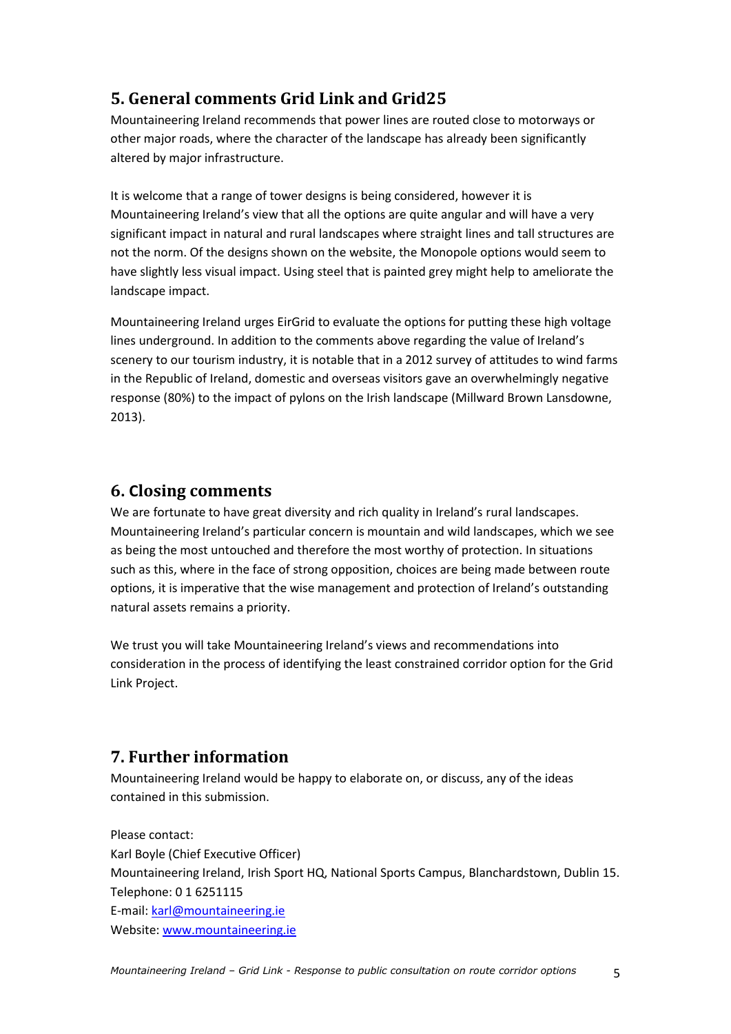## 5. General comments Grid Link and Grid25

Mountaineering Ireland recommends that power lines are routed close to motorways or other major roads, where the character of the landscape has already been significantly altered by major infrastructure.

It is welcome that a range of tower designs is being considered, however it is Mountaineering Ireland's view that all the options are quite angular and will have a very significant impact in natural and rural landscapes where straight lines and tall structures are not the norm. Of the designs shown on the website, the Monopole options would seem to have slightly less visual impact. Using steel that is painted grey might help to ameliorate the landscape impact.

Mountaineering Ireland urges EirGrid to evaluate the options for putting these high voltage lines underground. In addition to the comments above regarding the value of Ireland's scenery to our tourism industry, it is notable that in a 2012 survey of attitudes to wind farms in the Republic of Ireland, domestic and overseas visitors gave an overwhelmingly negative response (80%) to the impact of pylons on the Irish landscape (Millward Brown Lansdowne, 2013).

## 6. Closing comments

We are fortunate to have great diversity and rich quality in Ireland's rural landscapes. Mountaineering Ireland's particular concern is mountain and wild landscapes, which we see as being the most untouched and therefore the most worthy of protection. In situations such as this, where in the face of strong opposition, choices are being made between route options, it is imperative that the wise management and protection of Ireland's outstanding natural assets remains a priority.

We trust you will take Mountaineering Ireland's views and recommendations into consideration in the process of identifying the least constrained corridor option for the Grid Link Project.

## 7. Further information

Mountaineering Ireland would be happy to elaborate on, or discuss, any of the ideas contained in this submission.

Please contact:
Karl Boyle (Chief Executive Officer)
Mountaineering Ireland, Irish Sport HQ, National Sports Campus, Blanchardstown, Dublin 15.
Telephone: 0 1 6251115
E-mail: karl@mountaineering.ie
Website: www.mountaineering.ie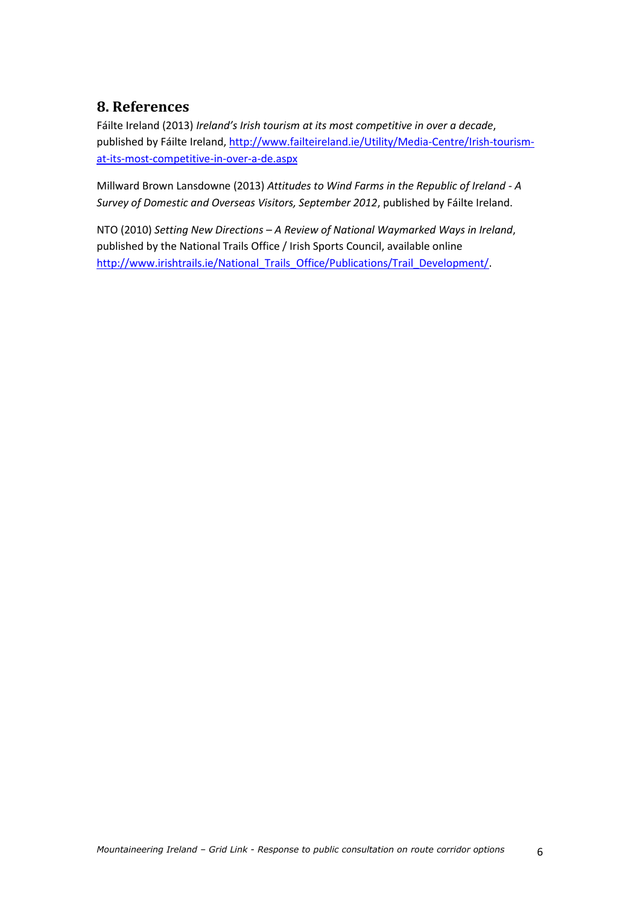## 8. References

Fáilte Ireland (2013) *Ireland's Irish tourism at its most competitive in over a decade*, published by Fáilte Ireland, [http://www.failteireland.ie/Utility/Media-Centre/Irish-tourism-at-its-most-competitive-in-over-a-de.aspx](http://www.failteireland.ie/Utility/Media-Centre/Irish-tourism-at-its-most-competitive-in-over-a-de.aspx)

Millward Brown Lansdowne (2013) *Attitudes to Wind Farms in the Republic of Ireland - A Survey of Domestic and Overseas Visitors, September 2012*, published by Fáilte Ireland.

NTO (2010) *Setting New Directions – A Review of National Waymarked Ways in Ireland*, published by the National Trails Office / Irish Sports Council, available online [http://www.irishtrails.ie/National_Trails_Office/Publications/Trail_Development/](http://www.irishtrails.ie/National_Trails_Office/Publications/Trail_Development/).